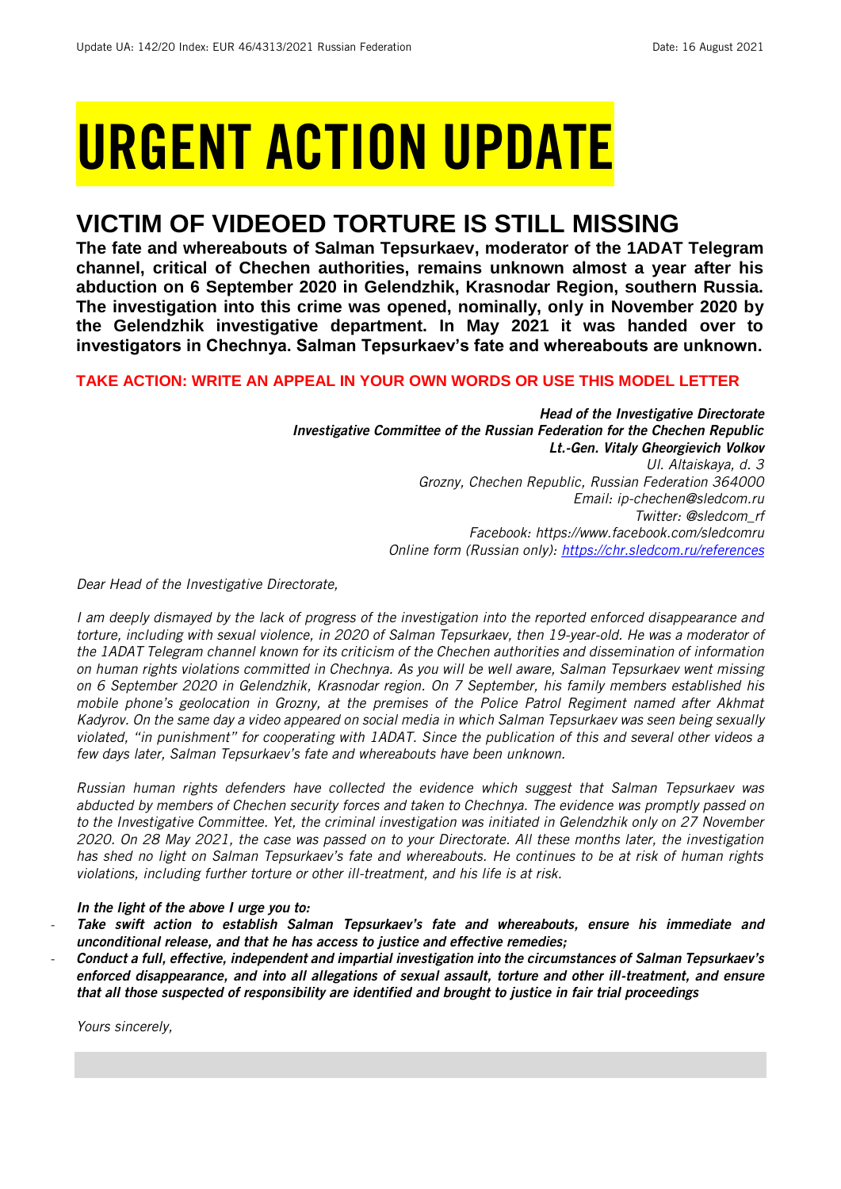# URGENT ACTION UPDATE

## VICTIM OF VIDEOED TORTURE IS STILL MISSING

**The fate and whereabouts of Salman Tepsurkaev, moderator of the 1ADAT Telegram channel, critical of Chechen authorities, remains unknown almost a year after his abduction on 6 September 2020 in Gelendzhik, Krasnodar Region, southern Russia. The investigation into this crime was opened, nominally, only in November 2020 by the Gelendzhik investigative department. In May 2021 it was handed over to investigators in Chechnya. Salman Tepsurkaev's fate and whereabouts are unknown.**

**TAKE ACTION: WRITE AN APPEAL IN YOUR OWN WORDS OR USE THIS MODEL LETTER**

***Head of the Investigative Directorate***
***Investigative Committee of the Russian Federation for the Chechen Republic***
***Lt.-Gen. Vitaly Gheorgievich Volkov***
*Ul. Altaiskaya, d. 3*
*Grozny, Chechen Republic, Russian Federation 364000*
*Email: ip-chechen@sledcom.ru*
*Twitter: @sledcom_rf*
*Facebook: https://www.facebook.com/sledcomru*
*Online form (Russian only): [https://chr.sledcom.ru/references](https://chr.sledcom.ru/references)*

*Dear Head of the Investigative Directorate,*

*I am deeply dismayed by the lack of progress of the investigation into the reported enforced disappearance and torture, including with sexual violence, in 2020 of Salman Tepsurkaev, then 19-year-old. He was a moderator of the 1ADAT Telegram channel known for its criticism of the Chechen authorities and dissemination of information on human rights violations committed in Chechnya. As you will be well aware, Salman Tepsurkaev went missing on 6 September 2020 in Gelendzhik, Krasnodar region. On 7 September, his family members established his mobile phone's geolocation in Grozny, at the premises of the Police Patrol Regiment named after Akhmat Kadyrov. On the same day a video appeared on social media in which Salman Tepsurkaev was seen being sexually violated, "in punishment" for cooperating with 1ADAT. Since the publication of this and several other videos a few days later, Salman Tepsurkaev's fate and whereabouts have been unknown.*

*Russian human rights defenders have collected the evidence which suggest that Salman Tepsurkaev was abducted by members of Chechen security forces and taken to Chechnya. The evidence was promptly passed on to the Investigative Committee. Yet, the criminal investigation was initiated in Gelendzhik only on 27 November 2020. On 28 May 2021, the case was passed on to your Directorate. All these months later, the investigation has shed no light on Salman Tepsurkaev's fate and whereabouts. He continues to be at risk of human rights violations, including further torture or other ill-treatment, and his life is at risk.*

***In the light of the above I urge you to:***

- ***Take swift action to establish Salman Tepsurkaev's fate and whereabouts, ensure his immediate and unconditional release, and that he has access to justice and effective remedies;***
- ***Conduct a full, effective, independent and impartial investigation into the circumstances of Salman Tepsurkaev's enforced disappearance, and into all allegations of sexual assault, torture and other ill-treatment, and ensure that all those suspected of responsibility are identified and brought to justice in fair trial proceedings***

*Yours sincerely,*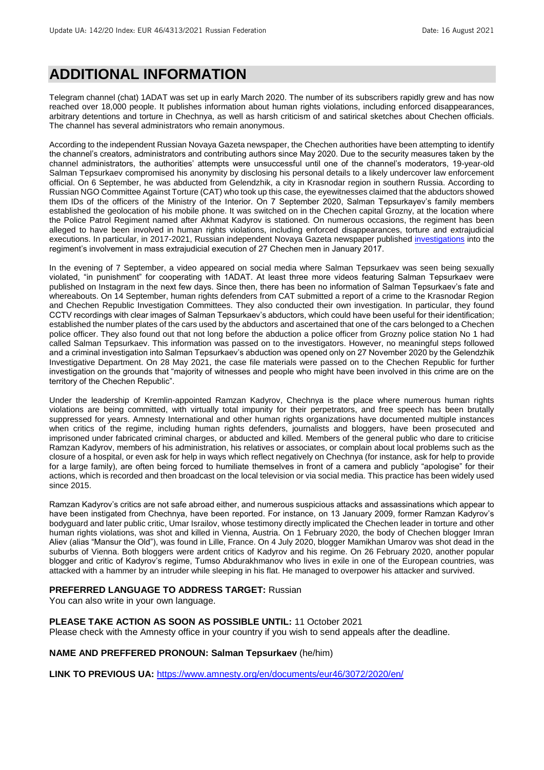# ADDITIONAL INFORMATION

Telegram channel (chat) 1ADAT was set up in early March 2020. The number of its subscribers rapidly grew and has now reached over 18,000 people. It publishes information about human rights violations, including enforced disappearances, arbitrary detentions and torture in Chechnya, as well as harsh criticism of and satirical sketches about Chechen officials. The channel has several administrators who remain anonymous.

According to the independent Russian Novaya Gazeta newspaper, the Chechen authorities have been attempting to identify the channel's creators, administrators and contributing authors since May 2020. Due to the security measures taken by the channel administrators, the authorities' attempts were unsuccessful until one of the channel's moderators, 19-year-old Salman Tepsurkaev compromised his anonymity by disclosing his personal details to a likely undercover law enforcement official. On 6 September, he was abducted from Gelendzhik, a city in Krasnodar region in southern Russia. According to Russian NGO Committee Against Torture (CAT) who took up this case, the eyewitnesses claimed that the abductors showed them IDs of the officers of the Ministry of the Interior. On 7 September 2020, Salman Tepsurkayev's family members established the geolocation of his mobile phone. It was switched on in the Chechen capital Grozny, at the location where the Police Patrol Regiment named after Akhmat Kadyrov is stationed. On numerous occasions, the regiment has been alleged to have been involved in human rights violations, including enforced disappearances, torture and extrajudicial executions. In particular, in 2017-2021, Russian independent Novaya Gazeta newspaper published investigations into the regiment's involvement in mass extrajudicial execution of 27 Chechen men in January 2017.

In the evening of 7 September, a video appeared on social media where Salman Tepsurkaev was seen being sexually violated, "in punishment" for cooperating with 1ADAT. At least three more videos featuring Salman Tepsurkaev were published on Instagram in the next few days. Since then, there has been no information of Salman Tepsurkaev's fate and whereabouts. On 14 September, human rights defenders from CAT submitted a report of a crime to the Krasnodar Region and Chechen Republic Investigation Committees. They also conducted their own investigation. In particular, they found CCTV recordings with clear images of Salman Tepsurkaev's abductors, which could have been useful for their identification; established the number plates of the cars used by the abductors and ascertained that one of the cars belonged to a Chechen police officer. They also found out that not long before the abduction a police officer from Grozny police station No 1 had called Salman Tepsurkaev. This information was passed on to the investigators. However, no meaningful steps followed and a criminal investigation into Salman Tepsurkaev's abduction was opened only on 27 November 2020 by the Gelendzhik Investigative Department. On 28 May 2021, the case file materials were passed on to the Chechen Republic for further investigation on the grounds that "majority of witnesses and people who might have been involved in this crime are on the territory of the Chechen Republic".

Under the leadership of Kremlin-appointed Ramzan Kadyrov, Chechnya is the place where numerous human rights violations are being committed, with virtually total impunity for their perpetrators, and free speech has been brutally suppressed for years. Amnesty International and other human rights organizations have documented multiple instances when critics of the regime, including human rights defenders, journalists and bloggers, have been prosecuted and imprisoned under fabricated criminal charges, or abducted and killed. Members of the general public who dare to criticise Ramzan Kadyrov, members of his administration, his relatives or associates, or complain about local problems such as the closure of a hospital, or even ask for help in ways which reflect negatively on Chechnya (for instance, ask for help to provide for a large family), are often being forced to humiliate themselves in front of a camera and publicly "apologise" for their actions, which is recorded and then broadcast on the local television or via social media. This practice has been widely used since 2015.

Ramzan Kadyrov's critics are not safe abroad either, and numerous suspicious attacks and assassinations which appear to have been instigated from Chechnya, have been reported. For instance, on 13 January 2009, former Ramzan Kadyrov's bodyguard and later public critic, Umar Israilov, whose testimony directly implicated the Chechen leader in torture and other human rights violations, was shot and killed in Vienna, Austria. On 1 February 2020, the body of Chechen blogger Imran Aliev (alias "Mansur the Old"), was found in Lille, France. On 4 July 2020, blogger Mamikhan Umarov was shot dead in the suburbs of Vienna. Both bloggers were ardent critics of Kadyrov and his regime. On 26 February 2020, another popular blogger and critic of Kadyrov's regime, Tumso Abdurakhmanov who lives in exile in one of the European countries, was attacked with a hammer by an intruder while sleeping in his flat. He managed to overpower his attacker and survived.

**PREFERRED LANGUAGE TO ADDRESS TARGET:** Russian
You can also write in your own language.

**PLEASE TAKE ACTION AS SOON AS POSSIBLE UNTIL:** 11 October 2021
Please check with the Amnesty office in your country if you wish to send appeals after the deadline.

**NAME AND PREFFERED PRONOUN: Salman Tepsurkaev** (he/him)

**LINK TO PREVIOUS UA:** https://www.amnesty.org/en/documents/eur46/3072/2020/en/